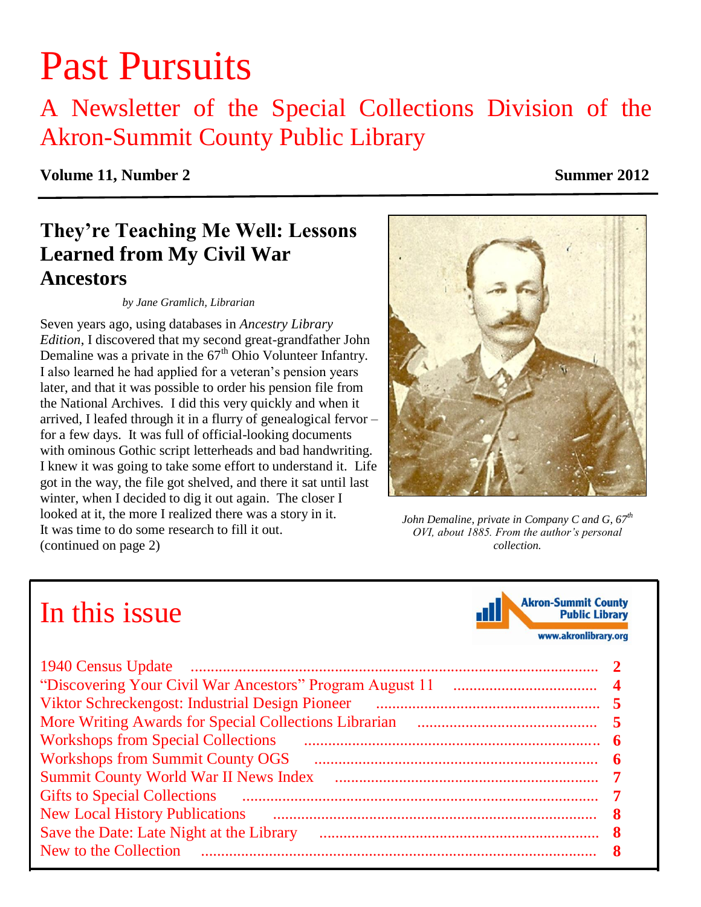# Past Pursuits

A Newsletter of the Special Collections Division of the Akron-Summit County Public Library

**Volume 11, Number 2** **Summer 2012**

## They're Teaching Me Well: Lessons Learned from My Civil War Ancestors

*by Jane Gramlich, Librarian*

Seven years ago, using databases in *Ancestry Library Edition*, I discovered that my second great-grandfather John Demaline was a private in the 67th Ohio Volunteer Infantry. I also learned he had applied for a veteran's pension years later, and that it was possible to order his pension file from the National Archives. I did this very quickly and when it arrived, I leafed through it in a flurry of genealogical fervor – for a few days. It was full of official-looking documents with ominous Gothic script letterheads and bad handwriting. I knew it was going to take some effort to understand it. Life got in the way, the file got shelved, and there it sat until last winter, when I decided to dig it out again. The closer I looked at it, the more I realized there was a story in it. It was time to do some research to fill it out.
(continued on page 2)

*John Demaline, private in Company C and G, 67th OVI, about 1885. From the author's personal collection.*

## In this issue

Akron-Summit County Public Library
www.akronlibrary.org

- 1940 Census Update .......... 2
- "Discovering Your Civil War Ancestors" Program August 11 .......... 4
- Viktor Schreckengost: Industrial Design Pioneer .......... 5
- More Writing Awards for Special Collections Librarian .......... 5
- Workshops from Special Collections .......... 6
- Workshops from Summit County OGS .......... 6
- Summit County World War II News Index .......... 7
- Gifts to Special Collections .......... 7
- New Local History Publications .......... 8
- Save the Date: Late Night at the Library .......... 8
- New to the Collection .......... 8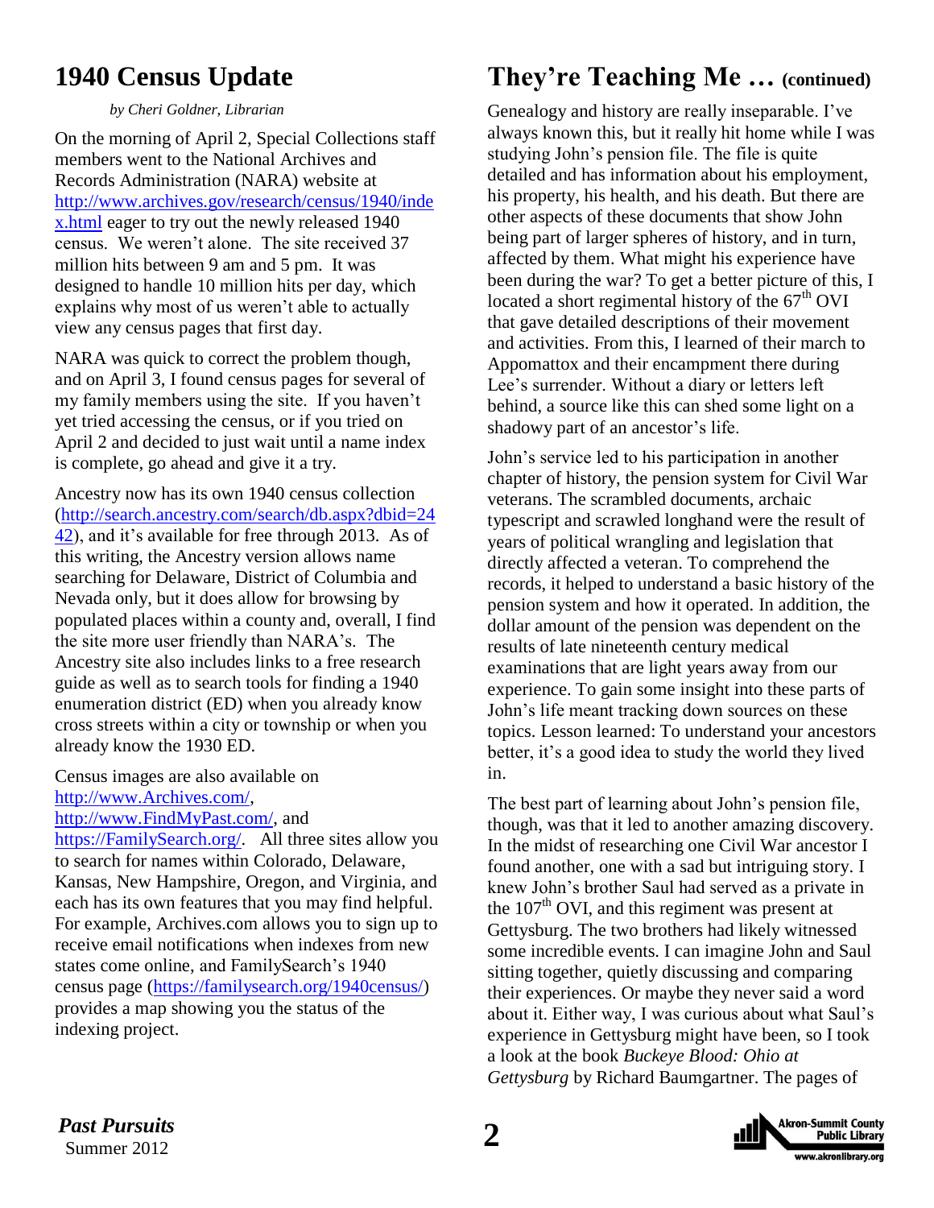## 1940 Census Update

*by Cheri Goldner, Librarian*

On the morning of April 2, Special Collections staff members went to the National Archives and Records Administration (NARA) website at http://www.archives.gov/research/census/1940/index.html eager to try out the newly released 1940 census. We weren't alone. The site received 37 million hits between 9 am and 5 pm. It was designed to handle 10 million hits per day, which explains why most of us weren't able to actually view any census pages that first day.

NARA was quick to correct the problem though, and on April 3, I found census pages for several of my family members using the site. If you haven't yet tried accessing the census, or if you tried on April 2 and decided to just wait until a name index is complete, go ahead and give it a try.

Ancestry now has its own 1940 census collection (http://search.ancestry.com/search/db.aspx?dbid=2442), and it's available for free through 2013. As of this writing, the Ancestry version allows name searching for Delaware, District of Columbia and Nevada only, but it does allow for browsing by populated places within a county and, overall, I find the site more user friendly than NARA's. The Ancestry site also includes links to a free research guide as well as to search tools for finding a 1940 enumeration district (ED) when you already know cross streets within a city or township or when you already know the 1930 ED.

Census images are also available on http://www.Archives.com/, http://www.FindMyPast.com/, and https://FamilySearch.org/. All three sites allow you to search for names within Colorado, Delaware, Kansas, New Hampshire, Oregon, and Virginia, and each has its own features that you may find helpful. For example, Archives.com allows you to sign up to receive email notifications when indexes from new states come online, and FamilySearch's 1940 census page (https://familysearch.org/1940census/) provides a map showing you the status of the indexing project.

## They're Teaching Me … (continued)

Genealogy and history are really inseparable. I've always known this, but it really hit home while I was studying John's pension file. The file is quite detailed and has information about his employment, his property, his health, and his death. But there are other aspects of these documents that show John being part of larger spheres of history, and in turn, affected by them. What might his experience have been during the war? To get a better picture of this, I located a short regimental history of the 67th OVI that gave detailed descriptions of their movement and activities. From this, I learned of their march to Appomattox and their encampment there during Lee's surrender. Without a diary or letters left behind, a source like this can shed some light on a shadowy part of an ancestor's life.

John's service led to his participation in another chapter of history, the pension system for Civil War veterans. The scrambled documents, archaic typescript and scrawled longhand were the result of years of political wrangling and legislation that directly affected a veteran. To comprehend the records, it helped to understand a basic history of the pension system and how it operated. In addition, the dollar amount of the pension was dependent on the results of late nineteenth century medical examinations that are light years away from our experience. To gain some insight into these parts of John's life meant tracking down sources on these topics. Lesson learned: To understand your ancestors better, it's a good idea to study the world they lived in.

The best part of learning about John's pension file, though, was that it led to another amazing discovery. In the midst of researching one Civil War ancestor I found another, one with a sad but intriguing story. I knew John's brother Saul had served as a private in the 107th OVI, and this regiment was present at Gettysburg. The two brothers had likely witnessed some incredible events. I can imagine John and Saul sitting together, quietly discussing and comparing their experiences. Or maybe they never said a word about it. Either way, I was curious about what Saul's experience in Gettysburg might have been, so I took a look at the book *Buckeye Blood: Ohio at Gettysburg* by Richard Baumgartner. The pages of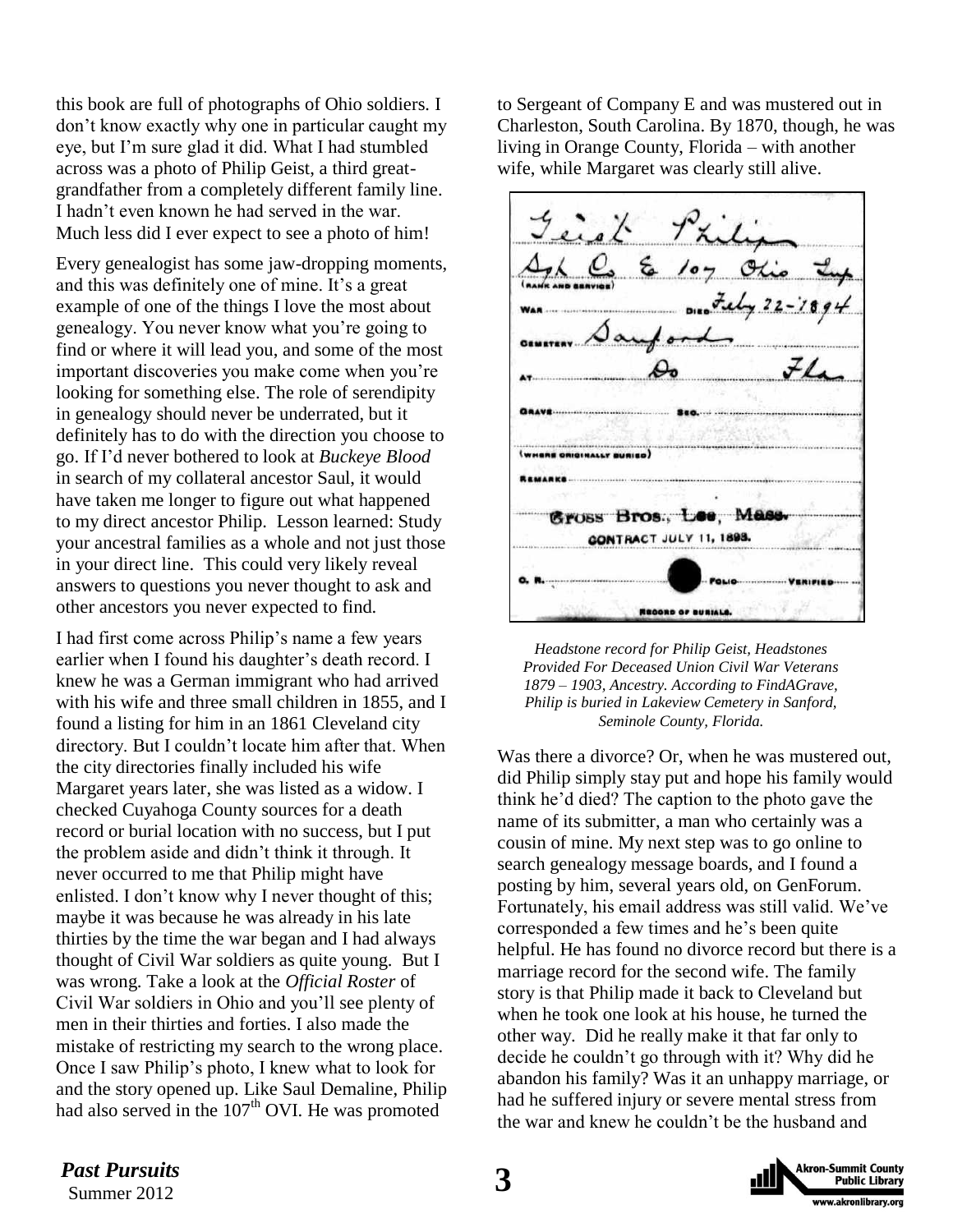this book are full of photographs of Ohio soldiers. I don't know exactly why one in particular caught my eye, but I'm sure glad it did. What I had stumbled across was a photo of Philip Geist, a third great-grandfather from a completely different family line. I hadn't even known he had served in the war. Much less did I ever expect to see a photo of him!

Every genealogist has some jaw-dropping moments, and this was definitely one of mine. It's a great example of one of the things I love the most about genealogy. You never know what you're going to find or where it will lead you, and some of the most important discoveries you make come when you're looking for something else. The role of serendipity in genealogy should never be underrated, but it definitely has to do with the direction you choose to go. If I'd never bothered to look at *Buckeye Blood* in search of my collateral ancestor Saul, it would have taken me longer to figure out what happened to my direct ancestor Philip. Lesson learned: Study your ancestral families as a whole and not just those in your direct line. This could very likely reveal answers to questions you never thought to ask and other ancestors you never expected to find.

I had first come across Philip's name a few years earlier when I found his daughter's death record. I knew he was a German immigrant who had arrived with his wife and three small children in 1855, and I found a listing for him in an 1861 Cleveland city directory. But I couldn't locate him after that. When the city directories finally included his wife Margaret years later, she was listed as a widow. I checked Cuyahoga County sources for a death record or burial location with no success, but I put the problem aside and didn't think it through. It never occurred to me that Philip might have enlisted. I don't know why I never thought of this; maybe it was because he was already in his late thirties by the time the war began and I had always thought of Civil War soldiers as quite young. But I was wrong. Take a look at the *Official Roster* of Civil War soldiers in Ohio and you'll see plenty of men in their thirties and forties. I also made the mistake of restricting my search to the wrong place. Once I saw Philip's photo, I knew what to look for and the story opened up. Like Saul Demaline, Philip had also served in the 107th OVI. He was promoted to Sergeant of Company E and was mustered out in Charleston, South Carolina. By 1870, though, he was living in Orange County, Florida – with another wife, while Margaret was clearly still alive.

*Headstone record for Philip Geist, Headstones Provided For Deceased Union Civil War Veterans 1879 – 1903, Ancestry. According to FindAGrave, Philip is buried in Lakeview Cemetery in Sanford, Seminole County, Florida.*

Was there a divorce? Or, when he was mustered out, did Philip simply stay put and hope his family would think he'd died? The caption to the photo gave the name of its submitter, a man who certainly was a cousin of mine. My next step was to go online to search genealogy message boards, and I found a posting by him, several years old, on GenForum. Fortunately, his email address was still valid. We've corresponded a few times and he's been quite helpful. He has found no divorce record but there is a marriage record for the second wife. The family story is that Philip made it back to Cleveland but when he took one look at his house, he turned the other way. Did he really make it that far only to decide he couldn't go through with it? Why did he abandon his family? Was it an unhappy marriage, or had he suffered injury or severe mental stress from the war and knew he couldn't be the husband and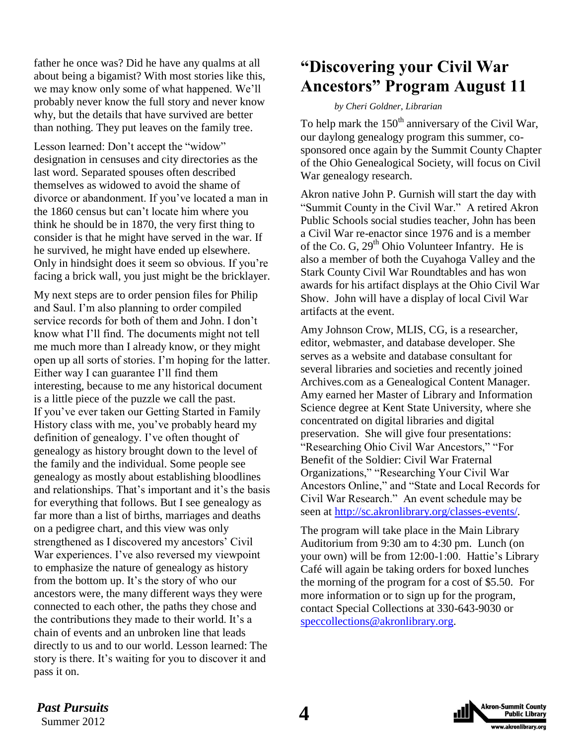father he once was? Did he have any qualms at all about being a bigamist? With most stories like this, we may know only some of what happened. We'll probably never know the full story and never know why, but the details that have survived are better than nothing. They put leaves on the family tree.

Lesson learned: Don't accept the "widow" designation in censuses and city directories as the last word. Separated spouses often described themselves as widowed to avoid the shame of divorce or abandonment. If you've located a man in the 1860 census but can't locate him where you think he should be in 1870, the very first thing to consider is that he might have served in the war. If he survived, he might have ended up elsewhere. Only in hindsight does it seem so obvious. If you're facing a brick wall, you just might be the bricklayer.

My next steps are to order pension files for Philip and Saul. I'm also planning to order compiled service records for both of them and John. I don't know what I'll find. The documents might not tell me much more than I already know, or they might open up all sorts of stories. I'm hoping for the latter. Either way I can guarantee I'll find them interesting, because to me any historical document is a little piece of the puzzle we call the past. If you've ever taken our Getting Started in Family History class with me, you've probably heard my definition of genealogy. I've often thought of genealogy as history brought down to the level of the family and the individual. Some people see genealogy as mostly about establishing bloodlines and relationships. That's important and it's the basis for everything that follows. But I see genealogy as far more than a list of births, marriages and deaths on a pedigree chart, and this view was only strengthened as I discovered my ancestors' Civil War experiences. I've also reversed my viewpoint to emphasize the nature of genealogy as history from the bottom up. It's the story of who our ancestors were, the many different ways they were connected to each other, the paths they chose and the contributions they made to their world. It's a chain of events and an unbroken line that leads directly to us and to our world. Lesson learned: The story is there. It's waiting for you to discover it and pass it on.

# "Discovering your Civil War Ancestors" Program August 11

*by Cheri Goldner, Librarian*

To help mark the 150th anniversary of the Civil War, our daylong genealogy program this summer, co-sponsored once again by the Summit County Chapter of the Ohio Genealogical Society, will focus on Civil War genealogy research.

Akron native John P. Gurnish will start the day with "Summit County in the Civil War." A retired Akron Public Schools social studies teacher, John has been a Civil War re-enactor since 1976 and is a member of the Co. G, 29th Ohio Volunteer Infantry. He is also a member of both the Cuyahoga Valley and the Stark County Civil War Roundtables and has won awards for his artifact displays at the Ohio Civil War Show. John will have a display of local Civil War artifacts at the event.

Amy Johnson Crow, MLIS, CG, is a researcher, editor, webmaster, and database developer. She serves as a website and database consultant for several libraries and societies and recently joined Archives.com as a Genealogical Content Manager. Amy earned her Master of Library and Information Science degree at Kent State University, where she concentrated on digital libraries and digital preservation. She will give four presentations: "Researching Ohio Civil War Ancestors," "For Benefit of the Soldier: Civil War Fraternal Organizations," "Researching Your Civil War Ancestors Online," and "State and Local Records for Civil War Research." An event schedule may be seen at [http://sc.akronlibrary.org/classes-events/](http://sc.akronlibrary.org/classes-events/).

The program will take place in the Main Library Auditorium from 9:30 am to 4:30 pm. Lunch (on your own) will be from 12:00-1:00. Hattie's Library Café will again be taking orders for boxed lunches the morning of the program for a cost of $5.50. For more information or to sign up for the program, contact Special Collections at 330-643-9030 or [speccollections@akronlibrary.org](mailto:speccollections@akronlibrary.org).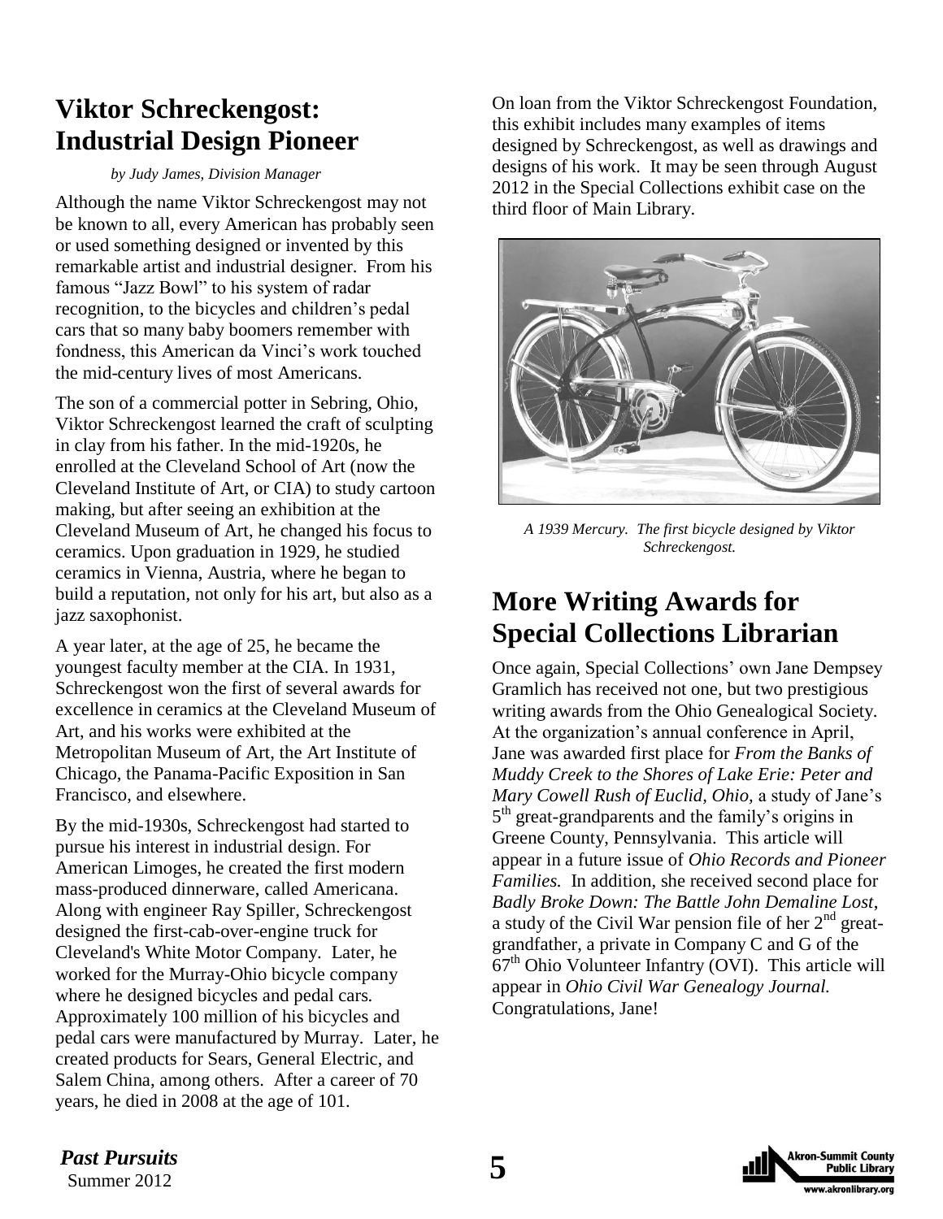## Viktor Schreckengost: Industrial Design Pioneer

*by Judy James, Division Manager*

Although the name Viktor Schreckengost may not be known to all, every American has probably seen or used something designed or invented by this remarkable artist and industrial designer. From his famous "Jazz Bowl" to his system of radar recognition, to the bicycles and children's pedal cars that so many baby boomers remember with fondness, this American da Vinci's work touched the mid-century lives of most Americans.

The son of a commercial potter in Sebring, Ohio, Viktor Schreckengost learned the craft of sculpting in clay from his father. In the mid-1920s, he enrolled at the Cleveland School of Art (now the Cleveland Institute of Art, or CIA) to study cartoon making, but after seeing an exhibition at the Cleveland Museum of Art, he changed his focus to ceramics. Upon graduation in 1929, he studied ceramics in Vienna, Austria, where he began to build a reputation, not only for his art, but also as a jazz saxophonist.

A year later, at the age of 25, he became the youngest faculty member at the CIA. In 1931, Schreckengost won the first of several awards for excellence in ceramics at the Cleveland Museum of Art, and his works were exhibited at the Metropolitan Museum of Art, the Art Institute of Chicago, the Panama-Pacific Exposition in San Francisco, and elsewhere.

By the mid-1930s, Schreckengost had started to pursue his interest in industrial design. For American Limoges, he created the first modern mass-produced dinnerware, called Americana. Along with engineer Ray Spiller, Schreckengost designed the first-cab-over-engine truck for Cleveland's White Motor Company. Later, he worked for the Murray-Ohio bicycle company where he designed bicycles and pedal cars. Approximately 100 million of his bicycles and pedal cars were manufactured by Murray. Later, he created products for Sears, General Electric, and Salem China, among others. After a career of 70 years, he died in 2008 at the age of 101.

On loan from the Viktor Schreckengost Foundation, this exhibit includes many examples of items designed by Schreckengost, as well as drawings and designs of his work. It may be seen through August 2012 in the Special Collections exhibit case on the third floor of Main Library.

*A 1939 Mercury. The first bicycle designed by Viktor Schreckengost.*

## More Writing Awards for Special Collections Librarian

Once again, Special Collections' own Jane Dempsey Gramlich has received not one, but two prestigious writing awards from the Ohio Genealogical Society. At the organization's annual conference in April, Jane was awarded first place for *From the Banks of Muddy Creek to the Shores of Lake Erie: Peter and Mary Cowell Rush of Euclid, Ohio,* a study of Jane's 5th great-grandparents and the family's origins in Greene County, Pennsylvania. This article will appear in a future issue of *Ohio Records and Pioneer Families.* In addition, she received second place for *Badly Broke Down: The Battle John Demaline Lost*, a study of the Civil War pension file of her 2nd great-grandfather, a private in Company C and G of the 67th Ohio Volunteer Infantry (OVI). This article will appear in *Ohio Civil War Genealogy Journal.* Congratulations, Jane!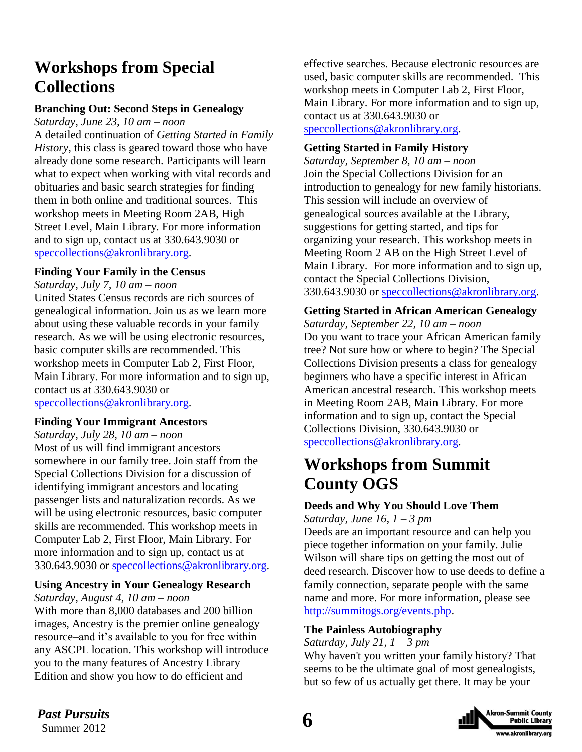# Workshops from Special Collections

**Branching Out: Second Steps in Genealogy**

*Saturday, June 23, 10 am – noon*

A detailed continuation of *Getting Started in Family History,* this class is geared toward those who have already done some research. Participants will learn what to expect when working with vital records and obituaries and basic search strategies for finding them in both online and traditional sources. This workshop meets in Meeting Room 2AB, High Street Level, Main Library. For more information and to sign up, contact us at 330.643.9030 or speccollections@akronlibrary.org.

**Finding Your Family in the Census**

*Saturday, July 7, 10 am – noon*

United States Census records are rich sources of genealogical information. Join us as we learn more about using these valuable records in your family research. As we will be using electronic resources, basic computer skills are recommended. This workshop meets in Computer Lab 2, First Floor, Main Library. For more information and to sign up, contact us at 330.643.9030 or speccollections@akronlibrary.org.

**Finding Your Immigrant Ancestors**

*Saturday, July 28, 10 am – noon*

Most of us will find immigrant ancestors somewhere in our family tree. Join staff from the Special Collections Division for a discussion of identifying immigrant ancestors and locating passenger lists and naturalization records. As we will be using electronic resources, basic computer skills are recommended. This workshop meets in Computer Lab 2, First Floor, Main Library. For more information and to sign up, contact us at 330.643.9030 or speccollections@akronlibrary.org.

**Using Ancestry in Your Genealogy Research**

*Saturday, August 4, 10 am – noon*

With more than 8,000 databases and 200 billion images, Ancestry is the premier online genealogy resource–and it's available to you for free within any ASCPL location. This workshop will introduce you to the many features of Ancestry Library Edition and show you how to do efficient and effective searches. Because electronic resources are used, basic computer skills are recommended. This workshop meets in Computer Lab 2, First Floor, Main Library. For more information and to sign up, contact us at 330.643.9030 or speccollections@akronlibrary.org.

**Getting Started in Family History**

*Saturday, September 8, 10 am – noon*

Join the Special Collections Division for an introduction to genealogy for new family historians. This session will include an overview of genealogical sources available at the Library, suggestions for getting started, and tips for organizing your research. This workshop meets in Meeting Room 2 AB on the High Street Level of Main Library. For more information and to sign up, contact the Special Collections Division, 330.643.9030 or speccollections@akronlibrary.org.

**Getting Started in African American Genealogy**

*Saturday, September 22, 10 am – noon*

Do you want to trace your African American family tree? Not sure how or where to begin? The Special Collections Division presents a class for genealogy beginners who have a specific interest in African American ancestral research. This workshop meets in Meeting Room 2AB, Main Library. For more information and to sign up, contact the Special Collections Division, 330.643.9030 or speccollections@akronlibrary.org.

# Workshops from Summit County OGS

**Deeds and Why You Should Love Them**

*Saturday, June 16, 1 – 3 pm*

Deeds are an important resource and can help you piece together information on your family. Julie Wilson will share tips on getting the most out of deed research. Discover how to use deeds to define a family connection, separate people with the same name and more. For more information, please see http://summitogs.org/events.php.

**The Painless Autobiography**

*Saturday, July 21, 1 – 3 pm*

Why haven't you written your family history? That seems to be the ultimate goal of most genealogists, but so few of us actually get there. It may be your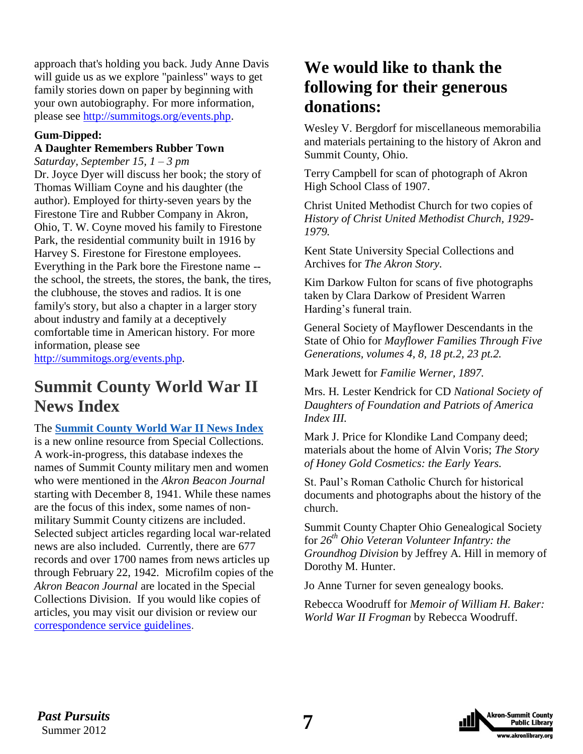approach that's holding you back. Judy Anne Davis will guide us as we explore "painless" ways to get family stories down on paper by beginning with your own autobiography. For more information, please see http://summitogs.org/events.php.

**Gum-Dipped:**
**A Daughter Remembers Rubber Town**

*Saturday, September 15, 1 – 3 pm*

Dr. Joyce Dyer will discuss her book; the story of Thomas William Coyne and his daughter (the author). Employed for thirty-seven years by the Firestone Tire and Rubber Company in Akron, Ohio, T. W. Coyne moved his family to Firestone Park, the residential community built in 1916 by Harvey S. Firestone for Firestone employees. Everything in the Park bore the Firestone name -- the school, the streets, the stores, the bank, the tires, the clubhouse, the stoves and radios. It is one family's story, but also a chapter in a larger story about industry and family at a deceptively comfortable time in American history. For more information, please see http://summitogs.org/events.php.

## Summit County World War II News Index

The **Summit County World War II News Index** is a new online resource from Special Collections. A work-in-progress, this database indexes the names of Summit County military men and women who were mentioned in the *Akron Beacon Journal* starting with December 8, 1941. While these names are the focus of this index, some names of non-military Summit County citizens are included. Selected subject articles regarding local war-related news are also included. Currently, there are 677 records and over 1700 names from news articles up through February 22, 1942. Microfilm copies of the *Akron Beacon Journal* are located in the Special Collections Division. If you would like copies of articles, you may visit our division or review our correspondence service guidelines.

## We would like to thank the following for their generous donations:

Wesley V. Bergdorf for miscellaneous memorabilia and materials pertaining to the history of Akron and Summit County, Ohio.

Terry Campbell for scan of photograph of Akron High School Class of 1907.

Christ United Methodist Church for two copies of *History of Christ United Methodist Church, 1929-1979.*

Kent State University Special Collections and Archives for *The Akron Story.*

Kim Darkow Fulton for scans of five photographs taken by Clara Darkow of President Warren Harding's funeral train.

General Society of Mayflower Descendants in the State of Ohio for *Mayflower Families Through Five Generations, volumes 4, 8, 18 pt.2, 23 pt.2.*

Mark Jewett for *Familie Werner, 1897.*

Mrs. H. Lester Kendrick for CD *National Society of Daughters of Foundation and Patriots of America Index III.*

Mark J. Price for Klondike Land Company deed; materials about the home of Alvin Voris; *The Story of Honey Gold Cosmetics: the Early Years.*

St. Paul's Roman Catholic Church for historical documents and photographs about the history of the church.

Summit County Chapter Ohio Genealogical Society for *26th Ohio Veteran Volunteer Infantry: the Groundhog Division* by Jeffrey A. Hill in memory of Dorothy M. Hunter.

Jo Anne Turner for seven genealogy books.

Rebecca Woodruff for *Memoir of William H. Baker: World War II Frogman* by Rebecca Woodruff.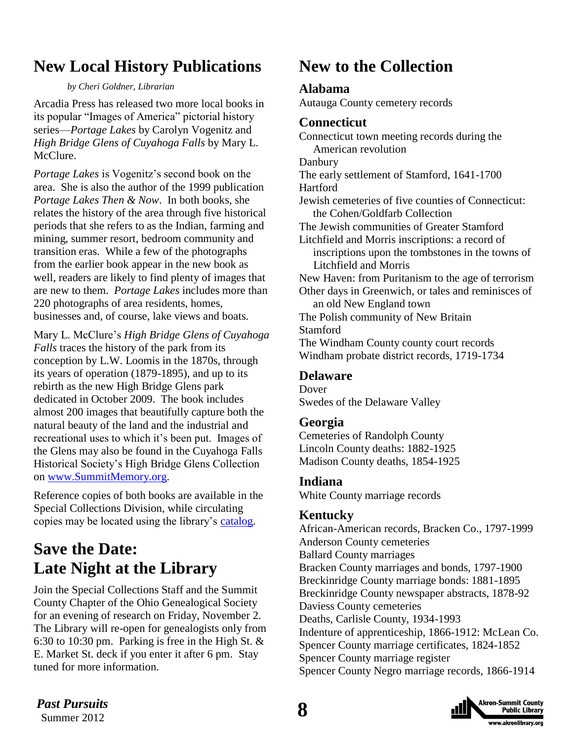# New Local History Publications

*by Cheri Goldner, Librarian*

Arcadia Press has released two more local books in its popular "Images of America" pictorial history series—*Portage Lakes* by Carolyn Vogenitz and *High Bridge Glens of Cuyahoga Falls* by Mary L. McClure.

*Portage Lakes* is Vogenitz's second book on the area. She is also the author of the 1999 publication *Portage Lakes Then & Now*. In both books, she relates the history of the area through five historical periods that she refers to as the Indian, farming and mining, summer resort, bedroom community and transition eras. While a few of the photographs from the earlier book appear in the new book as well, readers are likely to find plenty of images that are new to them. *Portage Lakes* includes more than 220 photographs of area residents, homes, businesses and, of course, lake views and boats.

Mary L. McClure's *High Bridge Glens of Cuyahoga Falls* traces the history of the park from its conception by L.W. Loomis in the 1870s, through its years of operation (1879-1895), and up to its rebirth as the new High Bridge Glens park dedicated in October 2009. The book includes almost 200 images that beautifully capture both the natural beauty of the land and the industrial and recreational uses to which it's been put. Images of the Glens may also be found in the Cuyahoga Falls Historical Society's High Bridge Glens Collection on www.SummitMemory.org.

Reference copies of both books are available in the Special Collections Division, while circulating copies may be located using the library's catalog.

# Save the Date: Late Night at the Library

Join the Special Collections Staff and the Summit County Chapter of the Ohio Genealogical Society for an evening of research on Friday, November 2. The Library will re-open for genealogists only from 6:30 to 10:30 pm. Parking is free in the High St. & E. Market St. deck if you enter it after 6 pm. Stay tuned for more information.

# New to the Collection

## Alabama

Autauga County cemetery records

## Connecticut

Connecticut town meeting records during the American revolution
Danbury
The early settlement of Stamford, 1641-1700
Hartford
Jewish cemeteries of five counties of Connecticut: the Cohen/Goldfarb Collection
The Jewish communities of Greater Stamford
Litchfield and Morris inscriptions: a record of inscriptions upon the tombstones in the towns of Litchfield and Morris
New Haven: from Puritanism to the age of terrorism
Other days in Greenwich, or tales and reminisces of an old New England town
The Polish community of New Britain
Stamford
The Windham County county court records
Windham probate district records, 1719-1734

## Delaware

Dover
Swedes of the Delaware Valley

## Georgia

Cemeteries of Randolph County
Lincoln County deaths: 1882-1925
Madison County deaths, 1854-1925

## Indiana

White County marriage records

## Kentucky

African-American records, Bracken Co., 1797-1999
Anderson County cemeteries
Ballard County marriages
Bracken County marriages and bonds, 1797-1900
Breckinridge County marriage bonds: 1881-1895
Breckinridge County newspaper abstracts, 1878-92
Daviess County cemeteries
Deaths, Carlisle County, 1934-1993
Indenture of apprenticeship, 1866-1912: McLean Co.
Spencer County marriage certificates, 1824-1852
Spencer County marriage register
Spencer County Negro marriage records, 1866-1914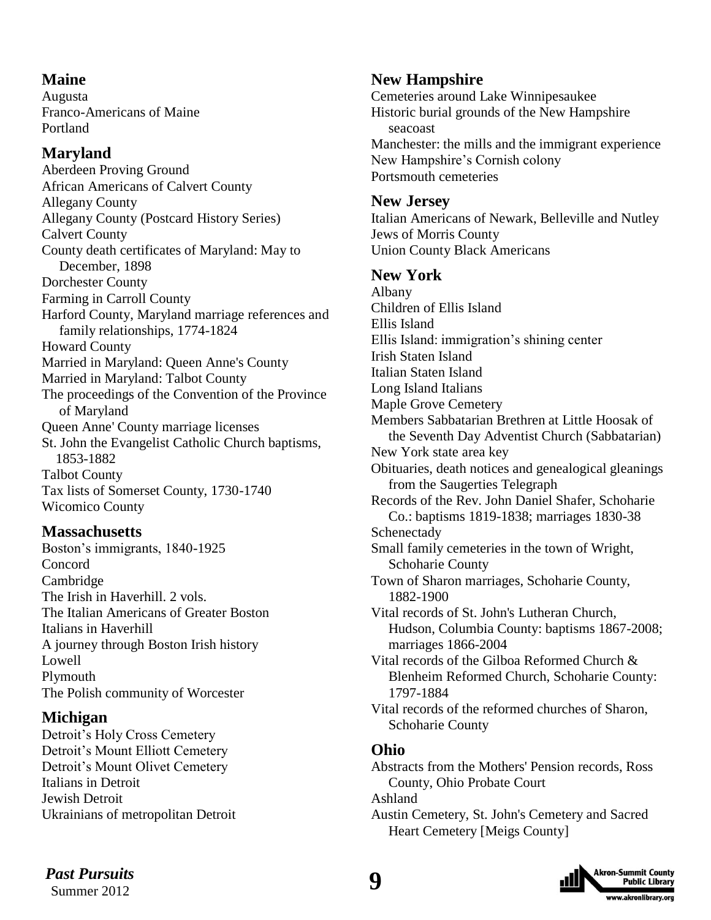## Maine

Augusta
Franco-Americans of Maine
Portland

## Maryland

Aberdeen Proving Ground
African Americans of Calvert County
Allegany County
Allegany County (Postcard History Series)
Calvert County
County death certificates of Maryland: May to December, 1898
Dorchester County
Farming in Carroll County
Harford County, Maryland marriage references and family relationships, 1774-1824
Howard County
Married in Maryland: Queen Anne's County
Married in Maryland: Talbot County
The proceedings of the Convention of the Province of Maryland
Queen Anne' County marriage licenses
St. John the Evangelist Catholic Church baptisms, 1853-1882
Talbot County
Tax lists of Somerset County, 1730-1740
Wicomico County

## Massachusetts

Boston's immigrants, 1840-1925
Concord
Cambridge
The Irish in Haverhill. 2 vols.
The Italian Americans of Greater Boston
Italians in Haverhill
A journey through Boston Irish history
Lowell
Plymouth
The Polish community of Worcester

## Michigan

Detroit's Holy Cross Cemetery
Detroit's Mount Elliott Cemetery
Detroit's Mount Olivet Cemetery
Italians in Detroit
Jewish Detroit
Ukrainians of metropolitan Detroit

## New Hampshire

Cemeteries around Lake Winnipesaukee
Historic burial grounds of the New Hampshire seacoast
Manchester: the mills and the immigrant experience
New Hampshire's Cornish colony
Portsmouth cemeteries

## New Jersey

Italian Americans of Newark, Belleville and Nutley
Jews of Morris County
Union County Black Americans

## New York

Albany
Children of Ellis Island
Ellis Island
Ellis Island: immigration's shining center
Irish Staten Island
Italian Staten Island
Long Island Italians
Maple Grove Cemetery
Members Sabbatarian Brethren at Little Hoosak of the Seventh Day Adventist Church (Sabbatarian)
New York state area key
Obituaries, death notices and genealogical gleanings from the Saugerties Telegraph
Records of the Rev. John Daniel Shafer, Schoharie Co.: baptisms 1819-1838; marriages 1830-38
Schenectady
Small family cemeteries in the town of Wright, Schoharie County
Town of Sharon marriages, Schoharie County, 1882-1900
Vital records of St. John's Lutheran Church, Hudson, Columbia County: baptisms 1867-2008; marriages 1866-2004
Vital records of the Gilboa Reformed Church & Blenheim Reformed Church, Schoharie County: 1797-1884
Vital records of the reformed churches of Sharon, Schoharie County

## Ohio

Abstracts from the Mothers' Pension records, Ross County, Ohio Probate Court
Ashland
Austin Cemetery, St. John's Cemetery and Sacred Heart Cemetery [Meigs County]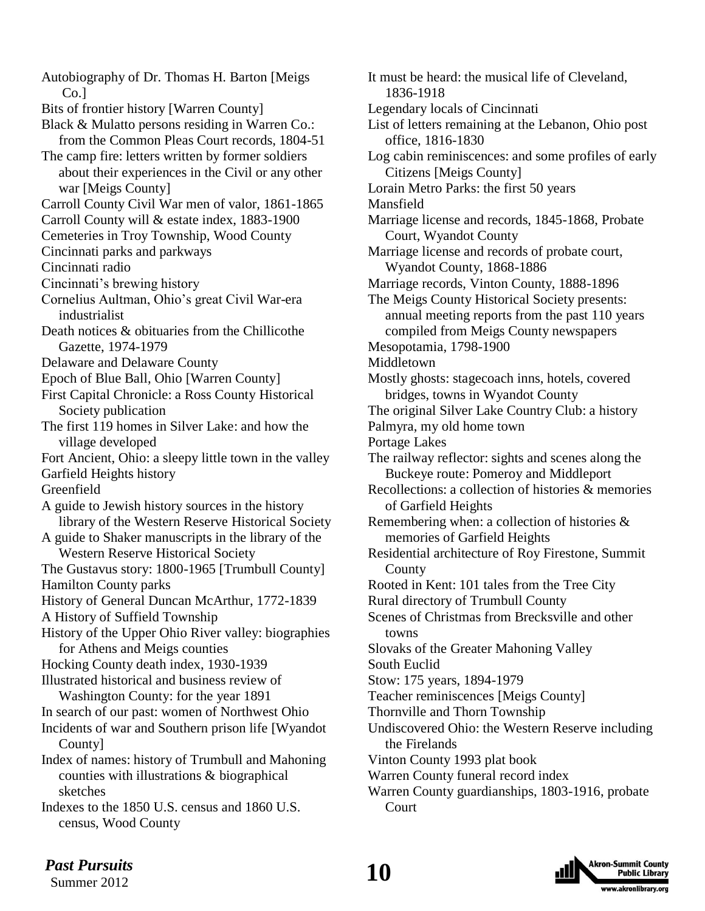Autobiography of Dr. Thomas H. Barton [Meigs Co.]

Bits of frontier history [Warren County]

Black & Mulatto persons residing in Warren Co.: from the Common Pleas Court records, 1804-51

The camp fire: letters written by former soldiers about their experiences in the Civil or any other war [Meigs County]

Carroll County Civil War men of valor, 1861-1865

Carroll County will & estate index, 1883-1900

Cemeteries in Troy Township, Wood County

Cincinnati parks and parkways

Cincinnati radio

Cincinnati's brewing history

Cornelius Aultman, Ohio's great Civil War-era industrialist

Death notices & obituaries from the Chillicothe Gazette, 1974-1979

Delaware and Delaware County

Epoch of Blue Ball, Ohio [Warren County]

First Capital Chronicle: a Ross County Historical Society publication

The first 119 homes in Silver Lake: and how the village developed

Fort Ancient, Ohio: a sleepy little town in the valley

Garfield Heights history

Greenfield

A guide to Jewish history sources in the history library of the Western Reserve Historical Society

A guide to Shaker manuscripts in the library of the Western Reserve Historical Society

The Gustavus story: 1800-1965 [Trumbull County]

Hamilton County parks

History of General Duncan McArthur, 1772-1839

A History of Suffield Township

History of the Upper Ohio River valley: biographies for Athens and Meigs counties

Hocking County death index, 1930-1939

Illustrated historical and business review of Washington County: for the year 1891

In search of our past: women of Northwest Ohio

Incidents of war and Southern prison life [Wyandot County]

Index of names: history of Trumbull and Mahoning counties with illustrations & biographical sketches

Indexes to the 1850 U.S. census and 1860 U.S. census, Wood County

It must be heard: the musical life of Cleveland, 1836-1918

Legendary locals of Cincinnati

List of letters remaining at the Lebanon, Ohio post office, 1816-1830

Log cabin reminiscences: and some profiles of early Citizens [Meigs County]

Lorain Metro Parks: the first 50 years

Mansfield

Marriage license and records, 1845-1868, Probate Court, Wyandot County

Marriage license and records of probate court, Wyandot County, 1868-1886

Marriage records, Vinton County, 1888-1896

The Meigs County Historical Society presents: annual meeting reports from the past 110 years compiled from Meigs County newspapers

Mesopotamia, 1798-1900

Middletown

Mostly ghosts: stagecoach inns, hotels, covered bridges, towns in Wyandot County

The original Silver Lake Country Club: a history

Palmyra, my old home town

Portage Lakes

The railway reflector: sights and scenes along the Buckeye route: Pomeroy and Middleport

Recollections: a collection of histories & memories of Garfield Heights

Remembering when: a collection of histories & memories of Garfield Heights

Residential architecture of Roy Firestone, Summit County

Rooted in Kent: 101 tales from the Tree City

Rural directory of Trumbull County

Scenes of Christmas from Brecksville and other towns

Slovaks of the Greater Mahoning Valley

South Euclid

Stow: 175 years, 1894-1979

Teacher reminiscences [Meigs County]

Thornville and Thorn Township

Undiscovered Ohio: the Western Reserve including the Firelands

Vinton County 1993 plat book

Warren County funeral record index

Warren County guardianships, 1803-1916, probate Court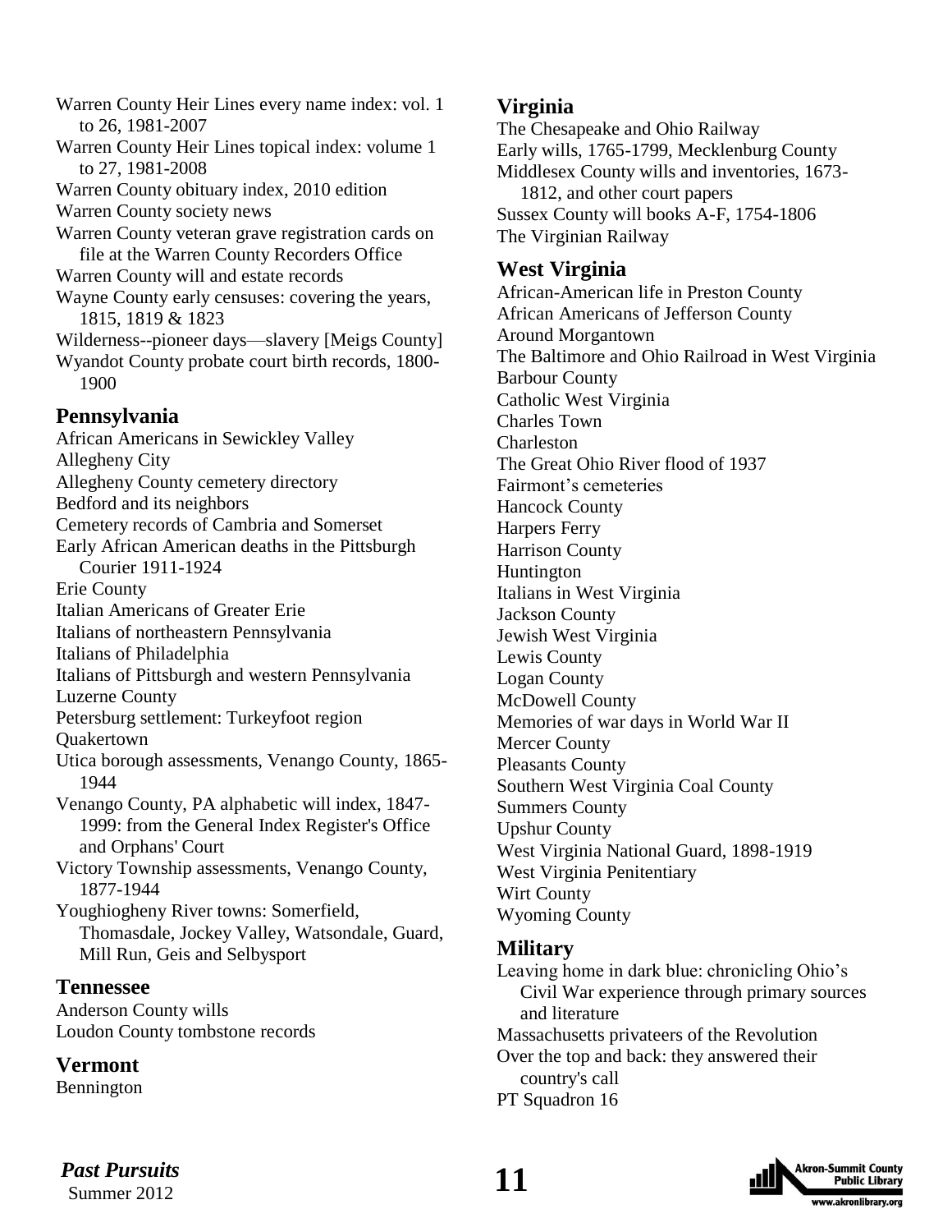Warren County Heir Lines every name index: vol. 1 to 26, 1981-2007

Warren County Heir Lines topical index: volume 1 to 27, 1981-2008

Warren County obituary index, 2010 edition

Warren County society news

Warren County veteran grave registration cards on file at the Warren County Recorders Office

Warren County will and estate records

Wayne County early censuses: covering the years, 1815, 1819 & 1823

Wilderness--pioneer days—slavery [Meigs County]

Wyandot County probate court birth records, 1800-1900

## Pennsylvania

African Americans in Sewickley Valley

Allegheny City

Allegheny County cemetery directory

Bedford and its neighbors

Cemetery records of Cambria and Somerset

Early African American deaths in the Pittsburgh Courier 1911-1924

Erie County

Italian Americans of Greater Erie

Italians of northeastern Pennsylvania

Italians of Philadelphia

Italians of Pittsburgh and western Pennsylvania

Luzerne County

Petersburg settlement: Turkeyfoot region

Quakertown

Utica borough assessments, Venango County, 1865-1944

Venango County, PA alphabetic will index, 1847-1999: from the General Index Register's Office and Orphans' Court

Victory Township assessments, Venango County, 1877-1944

Youghiogheny River towns: Somerfield, Thomasdale, Jockey Valley, Watsondale, Guard, Mill Run, Geis and Selbysport

## Tennessee

Anderson County wills

Loudon County tombstone records

## Vermont

Bennington

## Virginia

The Chesapeake and Ohio Railway

Early wills, 1765-1799, Mecklenburg County

Middlesex County wills and inventories, 1673-1812, and other court papers

Sussex County will books A-F, 1754-1806

The Virginian Railway

## West Virginia

African-American life in Preston County

African Americans of Jefferson County

Around Morgantown

The Baltimore and Ohio Railroad in West Virginia

Barbour County

Catholic West Virginia

Charles Town

Charleston

The Great Ohio River flood of 1937

Fairmont's cemeteries

Hancock County

Harpers Ferry

Harrison County

Huntington

Italians in West Virginia

Jackson County

Jewish West Virginia

Lewis County

Logan County

McDowell County

Memories of war days in World War II

Mercer County

Pleasants County

Southern West Virginia Coal County

Summers County

Upshur County

West Virginia National Guard, 1898-1919

West Virginia Penitentiary

Wirt County

Wyoming County

## Military

Leaving home in dark blue: chronicling Ohio's Civil War experience through primary sources and literature

Massachusetts privateers of the Revolution

Over the top and back: they answered their country's call

PT Squadron 16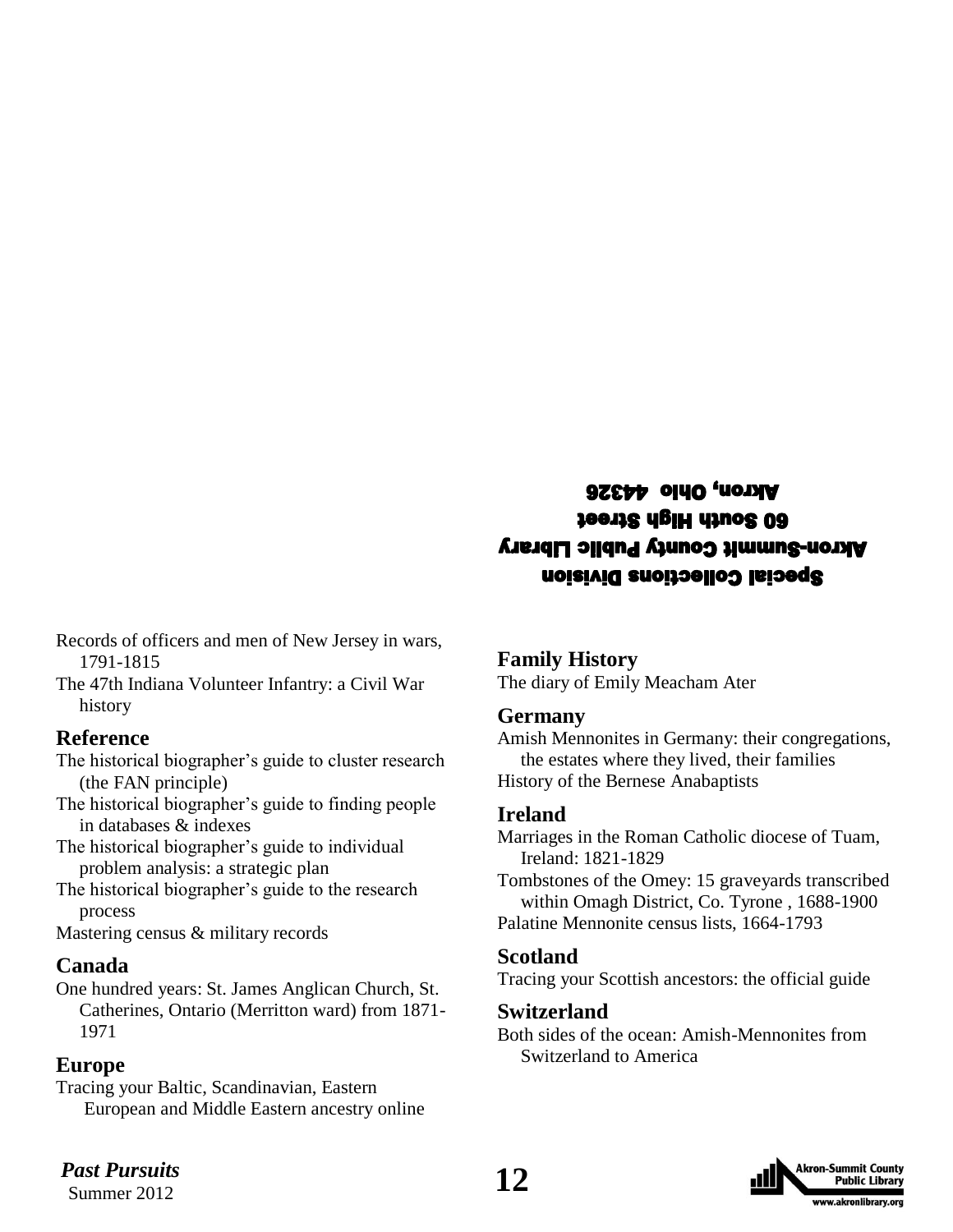Special Collections Division
Akron-Summit County Public Library
60 South High Street
Akron, Ohio 44326

Records of officers and men of New Jersey in wars, 1791-1815

The 47th Indiana Volunteer Infantry: a Civil War history

## Reference

The historical biographer's guide to cluster research (the FAN principle)

The historical biographer's guide to finding people in databases & indexes

The historical biographer's guide to individual problem analysis: a strategic plan

The historical biographer's guide to the research process

Mastering census & military records

## Canada

One hundred years: St. James Anglican Church, St. Catherines, Ontario (Merritton ward) from 1871-1971

## Europe

Tracing your Baltic, Scandinavian, Eastern European and Middle Eastern ancestry online

## Family History

The diary of Emily Meacham Ater

## Germany

Amish Mennonites in Germany: their congregations, the estates where they lived, their families

History of the Bernese Anabaptists

## Ireland

Marriages in the Roman Catholic diocese of Tuam, Ireland: 1821-1829

Tombstones of the Omey: 15 graveyards transcribed within Omagh District, Co. Tyrone , 1688-1900

Palatine Mennonite census lists, 1664-1793

## Scotland

Tracing your Scottish ancestors: the official guide

## Switzerland

Both sides of the ocean: Amish-Mennonites from Switzerland to America